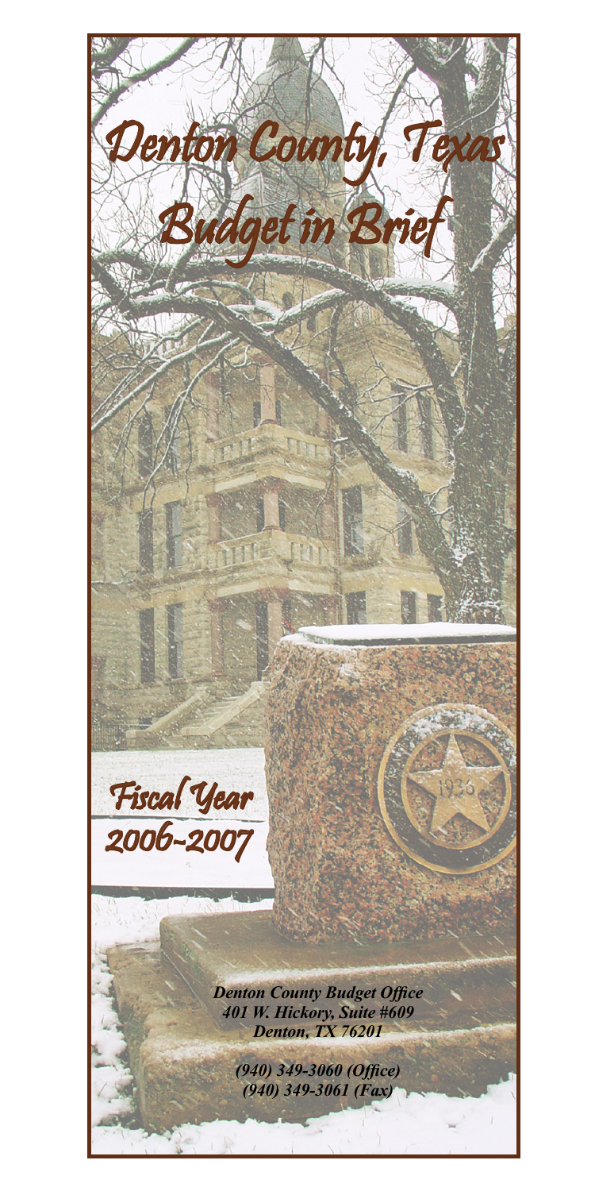# Denton County, Texas Budget in Brief

## Fiscal Year 2006-2007

***Denton County Budget Office***
***401 W. Hickory, Suite #609***
***Denton, TX 76201***

***(940) 349-3060 (Office)***
***(940) 349-3061 (Fax)***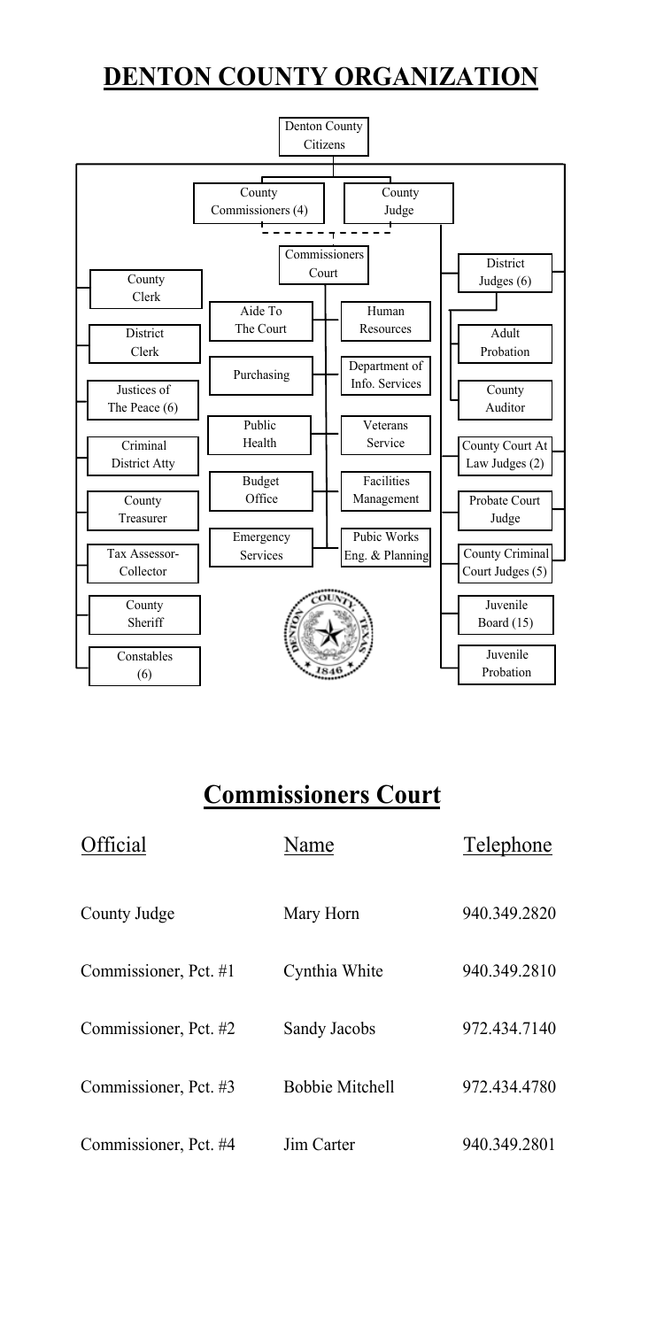# DENTON COUNTY ORGANIZATION

Denton County Citizens

County Commissioners (4)

County Judge

Commissioners Court

County Clerk

District Clerk

Justices of The Peace (6)

Criminal District Atty

County Treasurer

Tax Assessor-Collector

County Sheriff

Constables (6)

Aide To The Court

Human Resources

Purchasing

Department of Info. Services

Public Health

Veterans Service

Budget Office

Facilities Management

Emergency Services

Pubic Works Eng. & Planning

District Judges (6)

Adult Probation

County Auditor

County Court At Law Judges (2)

Probate Court Judge

County Criminal Court Judges (5)

Juvenile Board (15)

Juvenile Probation

# Commissioners Court

| Official | Name | Telephone |
|---|---|---|
| County Judge | Mary Horn | 940.349.2820 |
| Commissioner, Pct. #1 | Cynthia White | 940.349.2810 |
| Commissioner, Pct. #2 | Sandy Jacobs | 972.434.7140 |
| Commissioner, Pct. #3 | Bobbie Mitchell | 972.434.4780 |
| Commissioner, Pct. #4 | Jim Carter | 940.349.2801 |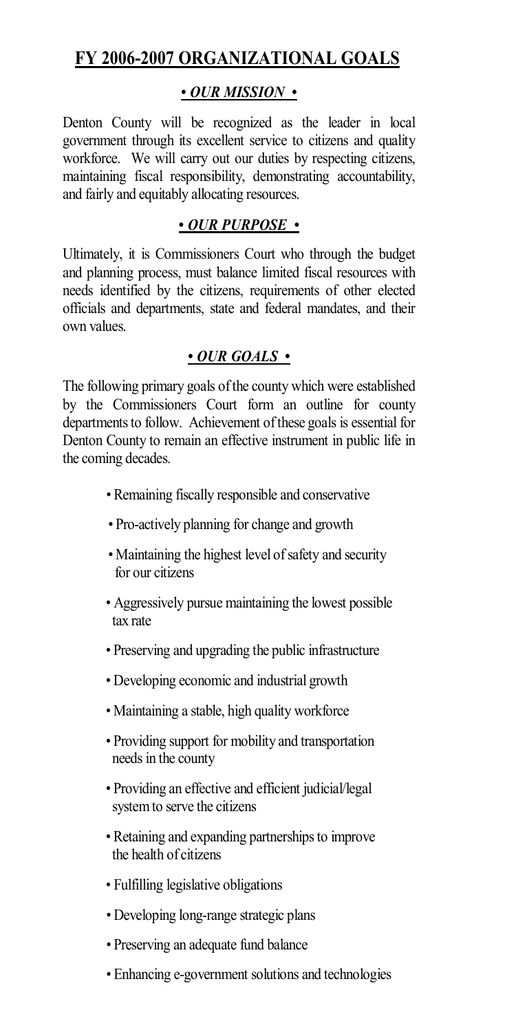## FY 2006-2007 ORGANIZATIONAL GOALS

### *• OUR MISSION •*

Denton County will be recognized as the leader in local government through its excellent service to citizens and quality workforce. We will carry out our duties by respecting citizens, maintaining fiscal responsibility, demonstrating accountability, and fairly and equitably allocating resources.

### *• OUR PURPOSE •*

Ultimately, it is Commissioners Court who through the budget and planning process, must balance limited fiscal resources with needs identified by the citizens, requirements of other elected officials and departments, state and federal mandates, and their own values.

### *• OUR GOALS •*

The following primary goals of the county which were established by the Commissioners Court form an outline for county departments to follow. Achievement of these goals is essential for Denton County to remain an effective instrument in public life in the coming decades.

- Remaining fiscally responsible and conservative
- Pro-actively planning for change and growth
- Maintaining the highest level of safety and security for our citizens
- Aggressively pursue maintaining the lowest possible tax rate
- Preserving and upgrading the public infrastructure
- Developing economic and industrial growth
- Maintaining a stable, high quality workforce
- Providing support for mobility and transportation needs in the county
- Providing an effective and efficient judicial/legal system to serve the citizens
- Retaining and expanding partnerships to improve the health of citizens
- Fulfilling legislative obligations
- Developing long-range strategic plans
- Preserving an adequate fund balance
- Enhancing e-government solutions and technologies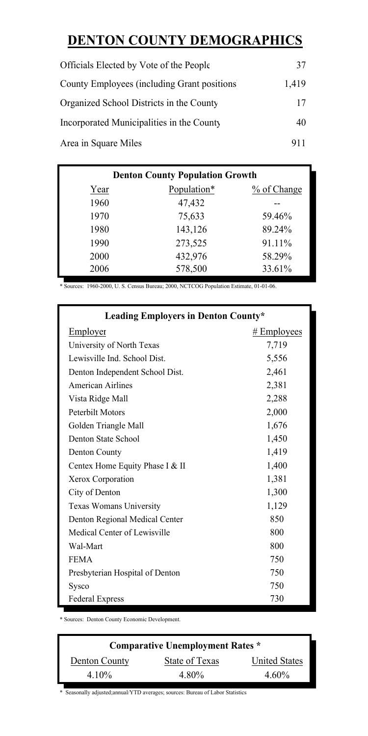# DENTON COUNTY DEMOGRAPHICS

| | |
|---|---|
| Officials Elected by Vote of the People | 37 |
| County Employees (including Grant positions) | 1,419 |
| Organized School Districts in the County | 17 |
| Incorporated Municipalities in the County | 40 |
| Area in Square Miles | 911 |

**Denton County Population Growth**

| Year | Population* | % of Change |
|---|---|---|
| 1960 | 47,432 | -- |
| 1970 | 75,633 | 59.46% |
| 1980 | 143,126 | 89.24% |
| 1990 | 273,525 | 91.11% |
| 2000 | 432,976 | 58.29% |
| 2006 | 578,500 | 33.61% |

* Sources: 1960-2000, U. S. Census Bureau; 2000, NCTCOG Population Estimate, 01-01-06.

**Leading Employers in Denton County***

| Employer | # Employees |
|---|---|
| University of North Texas | 7,719 |
| Lewisville Ind. School Dist. | 5,556 |
| Denton Independent School Dist. | 2,461 |
| American Airlines | 2,381 |
| Vista Ridge Mall | 2,288 |
| Peterbilt Motors | 2,000 |
| Golden Triangle Mall | 1,676 |
| Denton State School | 1,450 |
| Denton County | 1,419 |
| Centex Home Equity Phase I & II | 1,400 |
| Xerox Corporation | 1,381 |
| City of Denton | 1,300 |
| Texas Womans University | 1,129 |
| Denton Regional Medical Center | 850 |
| Medical Center of Lewisville | 800 |
| Wal-Mart | 800 |
| FEMA | 750 |
| Presbyterian Hospital of Denton | 750 |
| Sysco | 750 |
| Federal Express | 730 |

* Sources: Denton County Economic Development.

**Comparative Unemployment Rates ***

| Denton County | State of Texas | United States |
|---|---|---|
| 4.10% | 4.80% | 4.60% |

* Seasonally adjusted;annual/YTD averages; sources: Bureau of Labor Statistics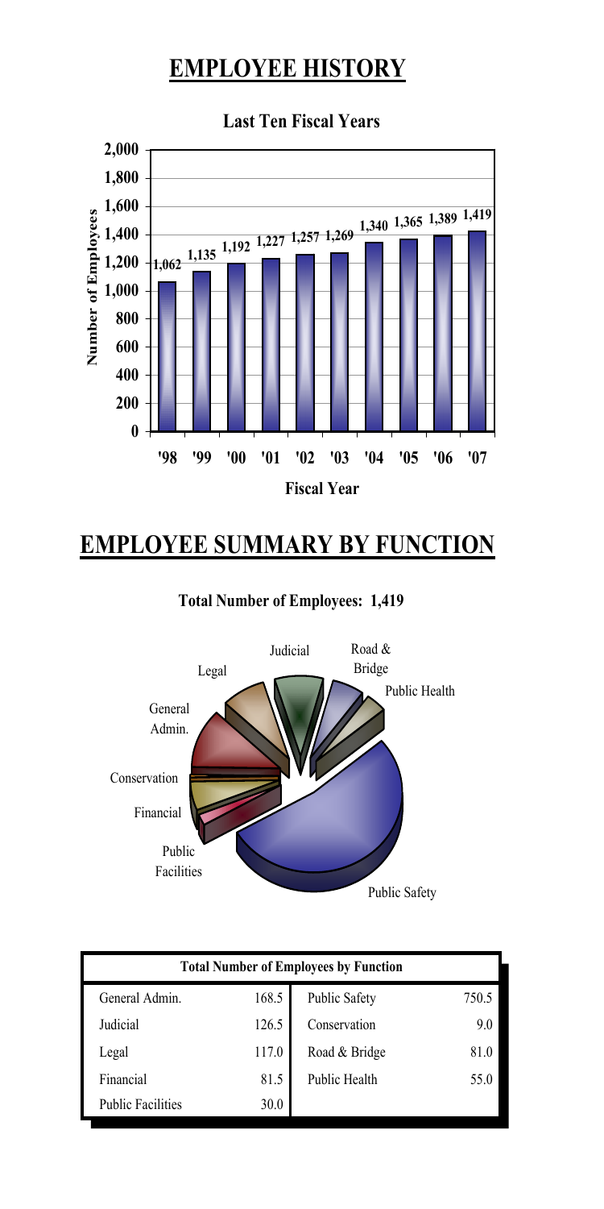# EMPLOYEE HISTORY

**Last Ten Fiscal Years**

| Fiscal Year | Number of Employees |
|---|---|
| '98 | 1,062 |
| '99 | 1,135 |
| '00 | 1,192 |
| '01 | 1,227 |
| '02 | 1,257 |
| '03 | 1,269 |
| '04 | 1,340 |
| '05 | 1,365 |
| '06 | 1,389 |
| '07 | 1,419 |

# EMPLOYEE SUMMARY BY FUNCTION

**Total Number of Employees: 1,419**

| Total Number of Employees by Function | | | |
|---|---|---|---|
| General Admin. | 168.5 | Public Safety | 750.5 |
| Judicial | 126.5 | Conservation | 9.0 |
| Legal | 117.0 | Road & Bridge | 81.0 |
| Financial | 81.5 | Public Health | 55.0 |
| Public Facilities | 30.0 | | |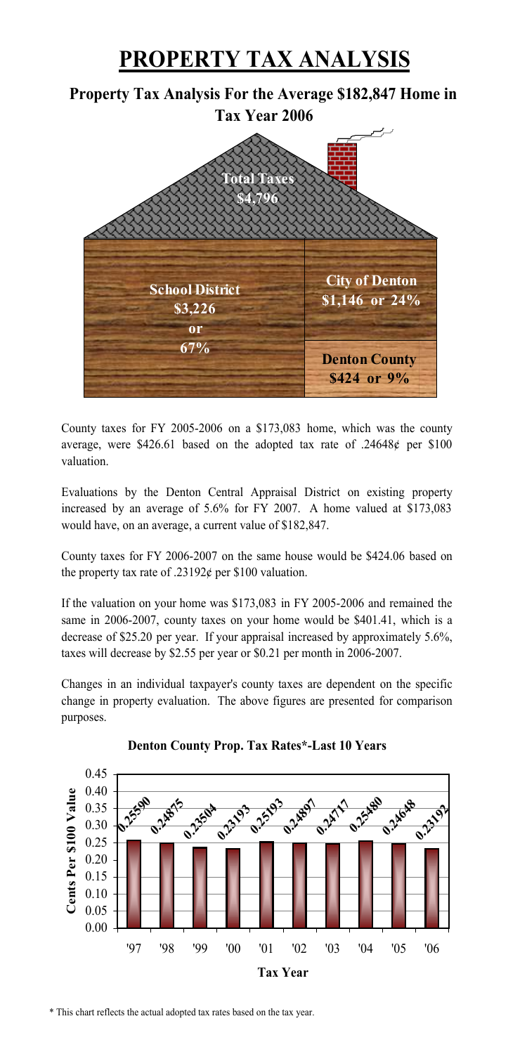# PROPERTY TAX ANALYSIS

## Property Tax Analysis For the Average $182,847 Home in Tax Year 2006

Total Taxes $4,796

School District $3,226 or 67%

City of Denton $1,146 or 24%

Denton County $424 or 9%

County taxes for FY 2005-2006 on a $173,083 home, which was the county average, were $426.61 based on the adopted tax rate of .24648¢ per $100 valuation.

Evaluations by the Denton Central Appraisal District on existing property increased by an average of 5.6% for FY 2007. A home valued at $173,083 would have, on an average, a current value of $182,847.

County taxes for FY 2006-2007 on the same house would be $424.06 based on the property tax rate of .23192¢ per $100 valuation.

If the valuation on your home was $173,083 in FY 2005-2006 and remained the same in 2006-2007, county taxes on your home would be $401.41, which is a decrease of $25.20 per year. If your appraisal increased by approximately 5.6%, taxes will decrease by $2.55 per year or $0.21 per month in 2006-2007.

Changes in an individual taxpayer's county taxes are dependent on the specific change in property evaluation. The above figures are presented for comparison purposes.

**Denton County Prop. Tax Rates*-Last 10 Years**

| Tax Year | Cents Per $100 Value |
|---|---|
| '97 | 0.25590 |
| '98 | 0.24875 |
| '99 | 0.23504 |
| '00 | 0.23193 |
| '01 | 0.25193 |
| '02 | 0.24897 |
| '03 | 0.24717 |
| '04 | 0.25480 |
| '05 | 0.24648 |
| '06 | 0.23192 |

\* This chart reflects the actual adopted tax rates based on the tax year.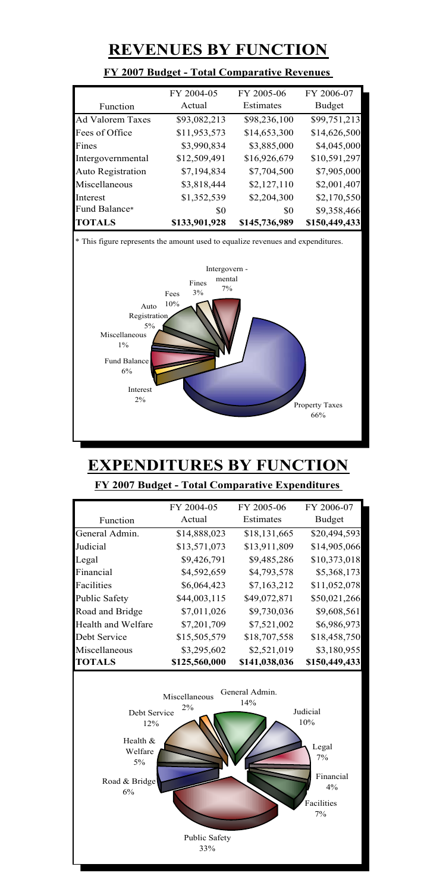# REVENUES BY FUNCTION

## FY 2007 Budget - Total Comparative Revenues

| Function | FY 2004-05 Actual | FY 2005-06 Estimates | FY 2006-07 Budget |
|---|---|---|---|
| Ad Valorem Taxes | $93,082,213 | $98,236,100 | $99,751,213 |
| Fees of Office | $11,953,573 | $14,653,300 | $14,626,500 |
| Fines | $3,990,834 | $3,885,000 | $4,045,000 |
| Intergovernmental | $12,509,491 | $16,926,679 | $10,591,297 |
| Auto Registration | $7,194,834 | $7,704,500 | $7,905,000 |
| Miscellaneous | $3,818,444 | $2,127,110 | $2,001,407 |
| Interest | $1,352,539 | $2,204,300 | $2,170,550 |
| Fund Balance* | $0 | $0 | $9,358,466 |
| **TOTALS** | **$133,901,928** | **$145,736,989** | **$150,449,433** |

\* This figure represents the amount used to equalize revenues and expenditures.

Intergovern - mental 7%
Fines 3%
Fees 10%
Auto Registration 5%
Miscellaneous 1%
Fund Balance 6%
Interest 2%
Property Taxes 66%

# EXPENDITURES BY FUNCTION

## FY 2007 Budget - Total Comparative Expenditures

| Function | FY 2004-05 Actual | FY 2005-06 Estimates | FY 2006-07 Budget |
|---|---|---|---|
| General Admin. | $14,888,023 | $18,131,665 | $20,494,593 |
| Judicial | $13,571,073 | $13,911,809 | $14,905,066 |
| Legal | $9,426,791 | $9,485,286 | $10,373,018 |
| Financial | $4,592,659 | $4,793,578 | $5,368,173 |
| Facilities | $6,064,423 | $7,163,212 | $11,052,078 |
| Public Safety | $44,003,115 | $49,072,871 | $50,021,266 |
| Road and Bridge | $7,011,026 | $9,730,036 | $9,608,561 |
| Health and Welfare | $7,201,709 | $7,521,002 | $6,986,973 |
| Debt Service | $15,505,579 | $18,707,558 | $18,458,750 |
| Miscellaneous | $3,295,602 | $2,521,019 | $3,180,955 |
| **TOTALS** | **$125,560,000** | **$141,038,036** | **$150,449,433** |

Miscellaneous 2%
General Admin. 14%
Judicial 10%
Legal 7%
Financial 4%
Facilities 7%
Public Safety 33%
Road & Bridge 6%
Health & Welfare 5%
Debt Service 12%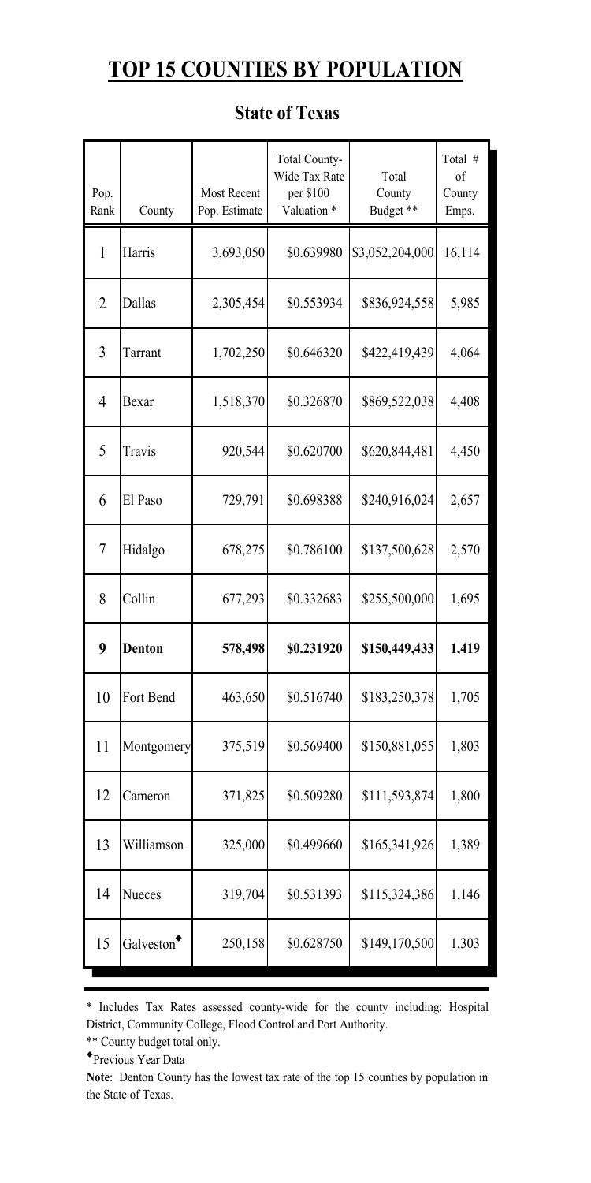# TOP 15 COUNTIES BY POPULATION

## State of Texas

| Pop. Rank | County | Most Recent Pop. Estimate | Total County-Wide Tax Rate per $100 Valuation * | Total County Budget ** | Total # of County Emps. |
|---|---|---|---|---|---|
| 1 | Harris | 3,693,050 | $0.639980 | $3,052,204,000 | 16,114 |
| 2 | Dallas | 2,305,454 | $0.553934 | $836,924,558 | 5,985 |
| 3 | Tarrant | 1,702,250 | $0.646320 | $422,419,439 | 4,064 |
| 4 | Bexar | 1,518,370 | $0.326870 | $869,522,038 | 4,408 |
| 5 | Travis | 920,544 | $0.620700 | $620,844,481 | 4,450 |
| 6 | El Paso | 729,791 | $0.698388 | $240,916,024 | 2,657 |
| 7 | Hidalgo | 678,275 | $0.786100 | $137,500,628 | 2,570 |
| 8 | Collin | 677,293 | $0.332683 | $255,500,000 | 1,695 |
| **9** | **Denton** | **578,498** | **$0.231920** | **$150,449,433** | **1,419** |
| 10 | Fort Bend | 463,650 | $0.516740 | $183,250,378 | 1,705 |
| 11 | Montgomery | 375,519 | $0.569400 | $150,881,055 | 1,803 |
| 12 | Cameron | 371,825 | $0.509280 | $111,593,874 | 1,800 |
| 13 | Williamson | 325,000 | $0.499660 | $165,341,926 | 1,389 |
| 14 | Nueces | 319,704 | $0.531393 | $115,324,386 | 1,146 |
| 15 | Galveston◆ | 250,158 | $0.628750 | $149,170,500 | 1,303 |

\* Includes Tax Rates assessed county-wide for the county including: Hospital District, Community College, Flood Control and Port Authority.

** County budget total only.

◆Previous Year Data

**Note**: Denton County has the lowest tax rate of the top 15 counties by population in the State of Texas.